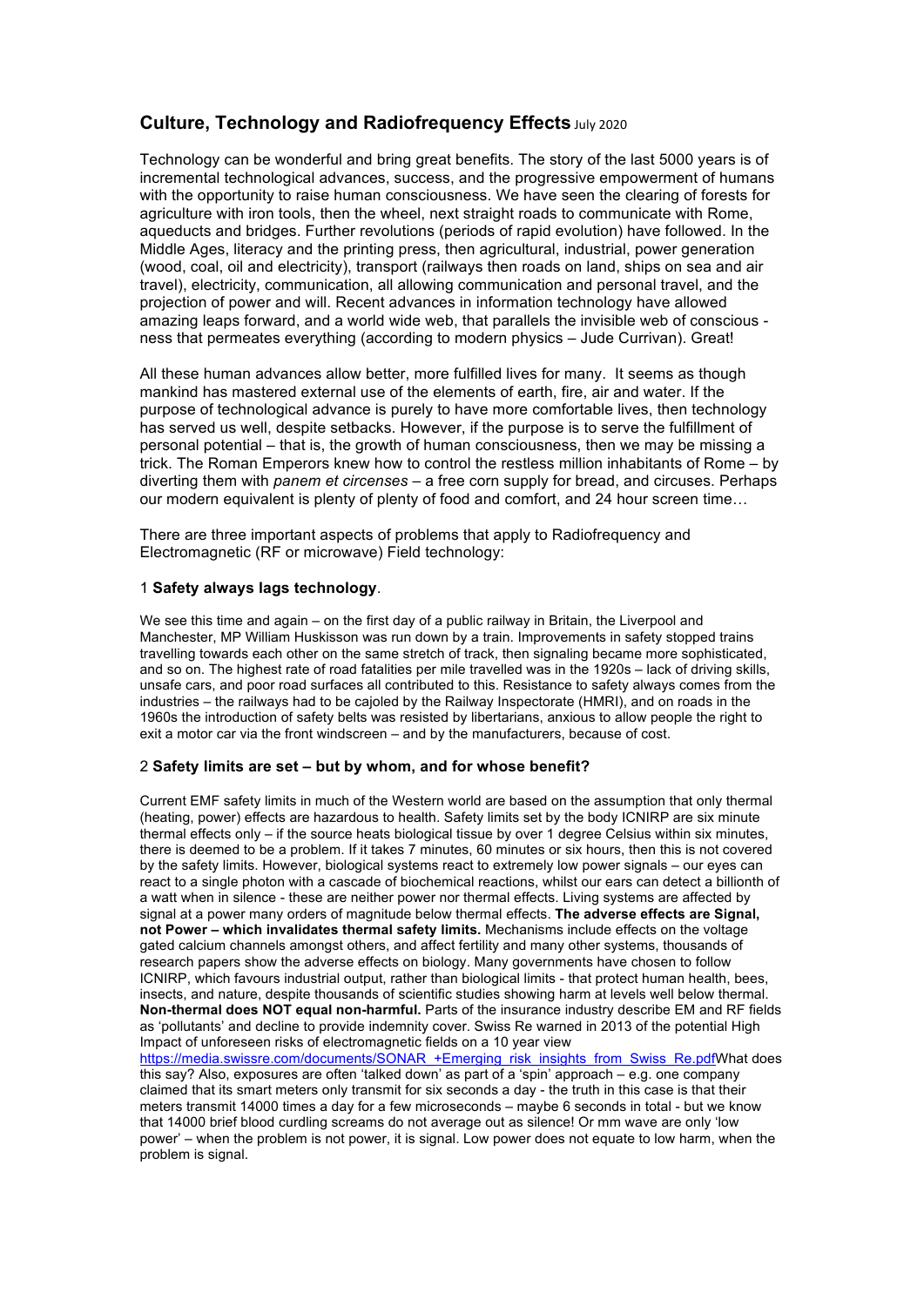# Culture, Technology and Radiofrequency Effects July 2020

Technology can be wonderful and bring great benefits. The story of the last 5000 years is of incremental technological advances, success, and the progressive empowerment of humans with the opportunity to raise human consciousness. We have seen the clearing of forests for agriculture with iron tools, then the wheel, next straight roads to communicate with Rome, aqueducts and bridges. Further revolutions (periods of rapid evolution) have followed. In the Middle Ages, literacy and the printing press, then agricultural, industrial, power generation (wood, coal, oil and electricity), transport (railways then roads on land, ships on sea and air travel), electricity, communication, all allowing communication and personal travel, and the projection of power and will. Recent advances in information technology have allowed amazing leaps forward, and a world wide web, that parallels the invisible web of conscious - ness that permeates everything (according to modern physics – Jude Currivan). Great!

All these human advances allow better, more fulfilled lives for many. It seems as though mankind has mastered external use of the elements of earth, fire, air and water. If the purpose of technological advance is purely to have more comfortable lives, then technology has served us well, despite setbacks. However, if the purpose is to serve the fulfillment of personal potential – that is, the growth of human consciousness, then we may be missing a trick. The Roman Emperors knew how to control the restless million inhabitants of Rome – by diverting them with *panem et circenses* – a free corn supply for bread, and circuses. Perhaps our modern equivalent is plenty of plenty of food and comfort, and 24 hour screen time…

There are three important aspects of problems that apply to Radiofrequency and Electromagnetic (RF or microwave) Field technology:

## 1 **Safety always lags technology**.

We see this time and again – on the first day of a public railway in Britain, the Liverpool and Manchester, MP William Huskisson was run down by a train. Improvements in safety stopped trains travelling towards each other on the same stretch of track, then signaling became more sophisticated, and so on. The highest rate of road fatalities per mile travelled was in the 1920s – lack of driving skills, unsafe cars, and poor road surfaces all contributed to this. Resistance to safety always comes from the industries – the railways had to be cajoled by the Railway Inspectorate (HMRI), and on roads in the 1960s the introduction of safety belts was resisted by libertarians, anxious to allow people the right to exit a motor car via the front windscreen – and by the manufacturers, because of cost.

## 2 **Safety limits are set – but by whom, and for whose benefit?**

Current EMF safety limits in much of the Western world are based on the assumption that only thermal (heating, power) effects are hazardous to health. Safety limits set by the body ICNIRP are six minute thermal effects only – if the source heats biological tissue by over 1 degree Celsius within six minutes, there is deemed to be a problem. If it takes 7 minutes, 60 minutes or six hours, then this is not covered by the safety limits. However, biological systems react to extremely low power signals – our eyes can react to a single photon with a cascade of biochemical reactions, whilst our ears can detect a billionth of a watt when in silence - these are neither power nor thermal effects. Living systems are affected by signal at a power many orders of magnitude below thermal effects. **The adverse effects are Signal, not Power – which invalidates thermal safety limits.** Mechanisms include effects on the voltage gated calcium channels amongst others, and affect fertility and many other systems, thousands of research papers show the adverse effects on biology. Many governments have chosen to follow ICNIRP, which favours industrial output, rather than biological limits - that protect human health, bees, insects, and nature, despite thousands of scientific studies showing harm at levels well below thermal. **Non-thermal does NOT equal non-harmful.** Parts of the insurance industry describe EM and RF fields as 'pollutants' and decline to provide indemnity cover. Swiss Re warned in 2013 of the potential High Impact of unforeseen risks of electromagnetic fields on a 10 year view https://media.swissre.com/documents/SONAR_+Emerging_risk_insights_from_Swiss_Re.pdfWhat does this say? Also, exposures are often 'talked down' as part of a 'spin' approach – e.g. one company claimed that its smart meters only transmit for six seconds a day - the truth in this case is that their meters transmit 14000 times a day for a few microseconds – maybe 6 seconds in total - but we know that 14000 brief blood curdling screams do not average out as silence! Or mm wave are only 'low power' – when the problem is not power, it is signal. Low power does not equate to low harm, when the problem is signal.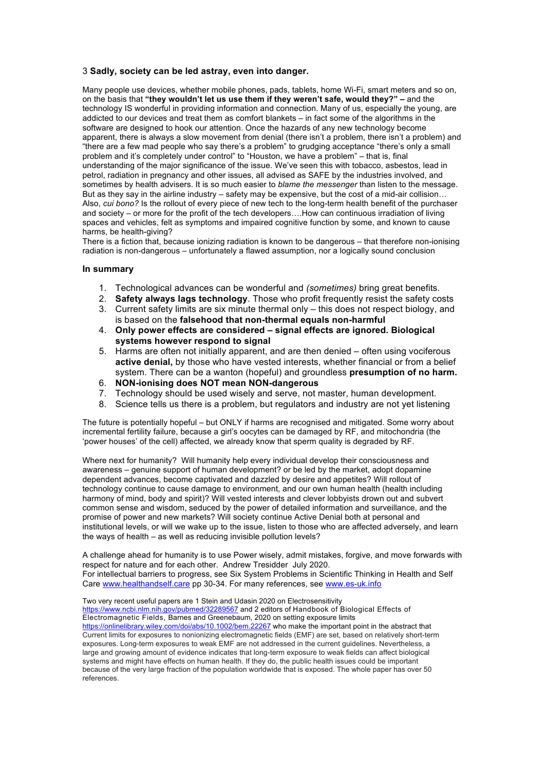## 3 **Sadly, society can be led astray, even into danger.**

Many people use devices, whether mobile phones, pads, tablets, home Wi-Fi, smart meters and so on, on the basis that **"they wouldn't let us use them if they weren't safe, would they?" –** and the technology IS wonderful in providing information and connection. Many of us, especially the young, are addicted to our devices and treat them as comfort blankets – in fact some of the algorithms in the software are designed to hook our attention. Once the hazards of any new technology become apparent, there is always a slow movement from denial (there isn't a problem, there isn't a problem) and "there are a few mad people who say there's a problem" to grudging acceptance "there's only a small problem and it's completely under control" to "Houston, we have a problem" – that is, final understanding of the major significance of the issue. We've seen this with tobacco, asbestos, lead in petrol, radiation in pregnancy and other issues, all advised as SAFE by the industries involved, and sometimes by health advisers. It is so much easier to *blame the messenger* than listen to the message. But as they say in the airline industry – safety may be expensive, but the cost of a mid-air collision… Also, *cui bono?* Is the rollout of every piece of new tech to the long-term health benefit of the purchaser and society – or more for the profit of the tech developers….How can continuous irradiation of living spaces and vehicles, felt as symptoms and impaired cognitive function by some, and known to cause harms, be health-giving?

There is a fiction that, because ionizing radiation is known to be dangerous – that therefore non-ionising radiation is non-dangerous – unfortunately a flawed assumption, nor a logically sound conclusion

### In summary

1. Technological advances can be wonderful and *(sometimes)* bring great benefits.
2. **Safety always lags technology**. Those who profit frequently resist the safety costs
3. Current safety limits are six minute thermal only – this does not respect biology, and is based on the **falsehood that non-thermal equals non-harmful**
4. **Only power effects are considered – signal effects are ignored. Biological systems however respond to signal**
5. Harms are often not initially apparent, and are then denied – often using vociferous **active denial,** by those who have vested interests, whether financial or from a belief system. There can be a wanton (hopeful) and groundless **presumption of no harm.**
6. **NON-ionising does NOT mean NON-dangerous**
7. Technology should be used wisely and serve, not master, human development.
8. Science tells us there is a problem, but regulators and industry are not yet listening

The future is potentially hopeful – but ONLY if harms are recognised and mitigated. Some worry about incremental fertility failure, because a girl's oocytes can be damaged by RF, and mitochondria (the 'power houses' of the cell) affected, we already know that sperm quality is degraded by RF.

Where next for humanity? Will humanity help every individual develop their consciousness and awareness – genuine support of human development? or be led by the market, adopt dopamine dependent advances, become captivated and dazzled by desire and appetites? Will rollout of technology continue to cause damage to environment, and our own human health (health including harmony of mind, body and spirit)? Will vested interests and clever lobbyists drown out and subvert common sense and wisdom, seduced by the power of detailed information and surveillance, and the promise of power and new markets? Will society continue Active Denial both at personal and institutional levels, or will we wake up to the issue, listen to those who are affected adversely, and learn the ways of health – as well as reducing invisible pollution levels?

A challenge ahead for humanity is to use Power wisely, admit mistakes, forgive, and move forwards with respect for nature and for each other. Andrew Tresidder July 2020.

For intellectual barriers to progress, see Six System Problems in Scientific Thinking in Health and Self Care www.healthandself.care pp 30-34. For many references, see www.es-uk.info

Two very recent useful papers are 1 Stein and Udasin 2020 on Electrosensitivity https://www.ncbi.nlm.nih.gov/pubmed/32289567 and 2 editors of Handbook of Biological Effects of Electromagnetic Fields, Barnes and Greenebaum, 2020 on setting exposure limits https://onlinelibrary.wiley.com/doi/abs/10.1002/bem.22267 who make the important point in the abstract that Current limits for exposures to nonionizing electromagnetic fields (EMF) are set, based on relatively short-term exposures. Long-term exposures to weak EMF are not addressed in the current guidelines. Nevertheless, a large and growing amount of evidence indicates that long-term exposure to weak fields can affect biological systems and might have effects on human health. If they do, the public health issues could be important because of the very large fraction of the population worldwide that is exposed. The whole paper has over 50 references.